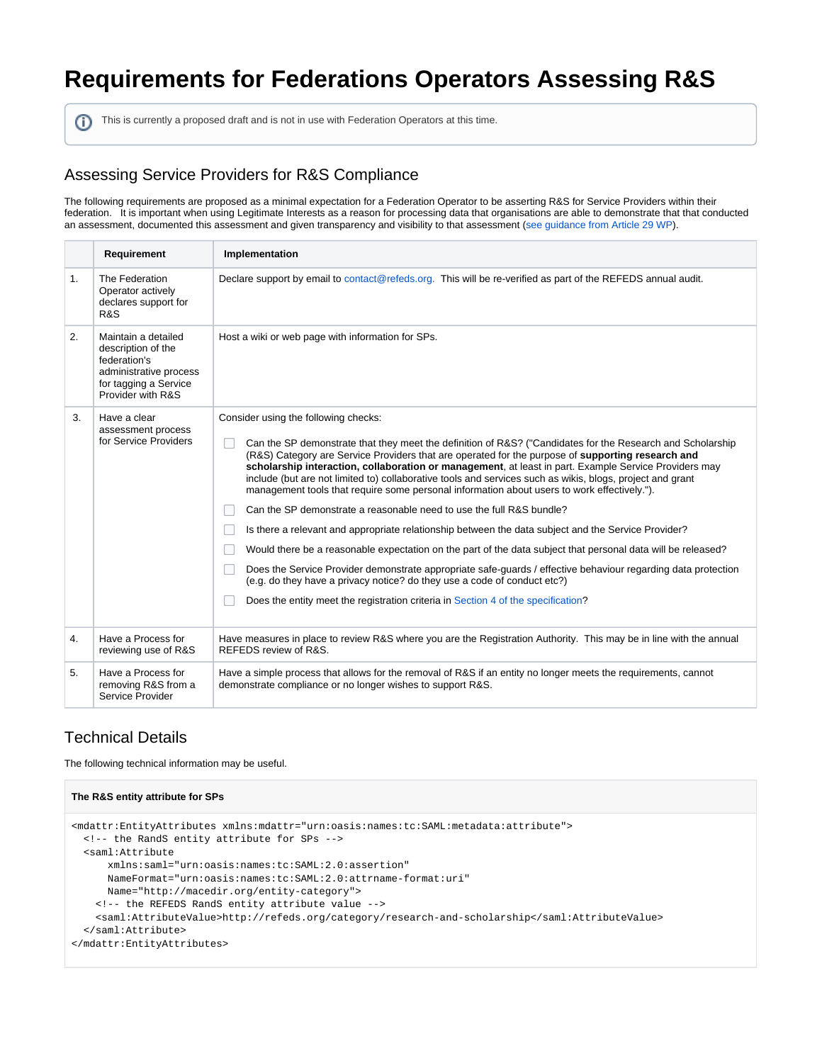# Requirements for Federations Operators Assessing R&S

> This is currently a proposed draft and is not in use with Federation Operators at this time.

## Assessing Service Providers for R&S Compliance

The following requirements are proposed as a minimal expectation for a Federation Operator to be asserting R&S for Service Providers within their federation. It is important when using Legitimate Interests as a reason for processing data that organisations are able to demonstrate that that conducted an assessment, documented this assessment and given transparency and visibility to that assessment (see guidance from Article 29 WP).

| | Requirement | Implementation |
|---|---|---|
| 1. | The Federation Operator actively declares support for R&S | Declare support by email to contact@refeds.org. This will be re-verified as part of the REFEDS annual audit. |
| 2. | Maintain a detailed description of the federation's administrative process for tagging a Service Provider with R&S | Host a wiki or web page with information for SPs. |
| 3. | Have a clear assessment process for Service Providers | Consider using the following checks:<br>☐ Can the SP demonstrate that they meet the definition of R&S? ("Candidates for the Research and Scholarship (R&S) Category are Service Providers that are operated for the purpose of **supporting research and scholarship interaction, collaboration or management**, at least in part. Example Service Providers may include (but are not limited to) collaborative tools and services such as wikis, blogs, project and grant management tools that require some personal information about users to work effectively.").<br>☐ Can the SP demonstrate a reasonable need to use the full R&S bundle?<br>☐ Is there a relevant and appropriate relationship between the data subject and the Service Provider?<br>☐ Would there be a reasonable expectation on the part of the data subject that personal data will be released?<br>☐ Does the Service Provider demonstrate appropriate safe-guards / effective behaviour regarding data protection (e.g. do they have a privacy notice? do they use a code of conduct etc?)<br>☐ Does the entity meet the registration criteria in Section 4 of the specification? |
| 4. | Have a Process for reviewing use of R&S | Have measures in place to review R&S where you are the Registration Authority. This may be in line with the annual REFEDS review of R&S. |
| 5. | Have a Process for removing R&S from a Service Provider | Have a simple process that allows for the removal of R&S if an entity no longer meets the requirements, cannot demonstrate compliance or no longer wishes to support R&S. |

## Technical Details

The following technical information may be useful.

**The R&S entity attribute for SPs**

```
<mdattr:EntityAttributes xmlns:mdattr="urn:oasis:names:tc:SAML:metadata:attribute">
  <!-- the RandS entity attribute for SPs -->
  <saml:Attribute
      xmlns:saml="urn:oasis:names:tc:SAML:2.0:assertion"
      NameFormat="urn:oasis:names:tc:SAML:2.0:attrname-format:uri"
      Name="http://macedir.org/entity-category">
    <!-- the REFEDS RandS entity attribute value -->
    <saml:AttributeValue>http://refeds.org/category/research-and-scholarship</saml:AttributeValue>
  </saml:Attribute>
</mdattr:EntityAttributes>
```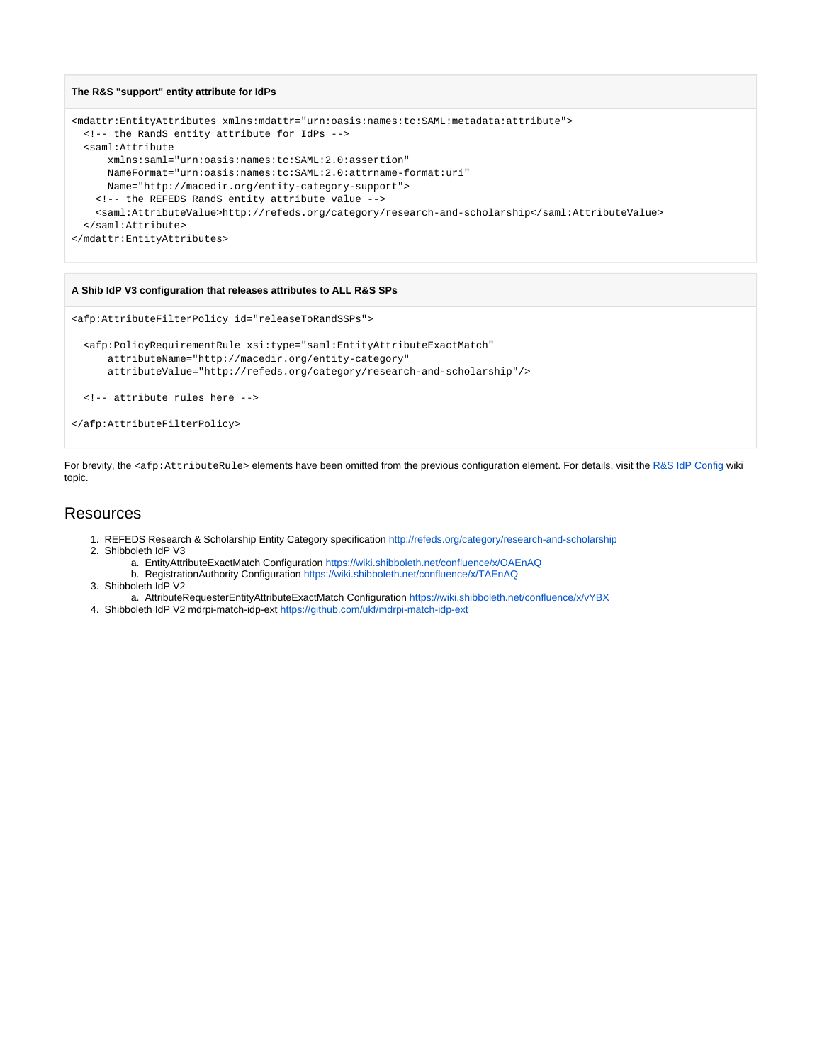**The R&S "support" entity attribute for IdPs**

```
<mdattr:EntityAttributes xmlns:mdattr="urn:oasis:names:tc:SAML:metadata:attribute">
  <!-- the RandS entity attribute for IdPs -->
  <saml:Attribute
      xmlns:saml="urn:oasis:names:tc:SAML:2.0:assertion"
      NameFormat="urn:oasis:names:tc:SAML:2.0:attrname-format:uri"
      Name="http://macedir.org/entity-category-support">
    <!-- the REFEDS RandS entity attribute value -->
    <saml:AttributeValue>http://refeds.org/category/research-and-scholarship</saml:AttributeValue>
  </saml:Attribute>
</mdattr:EntityAttributes>
```

**A Shib IdP V3 configuration that releases attributes to ALL R&S SPs**

```
<afp:AttributeFilterPolicy id="releaseToRandSSPs">

  <afp:PolicyRequirementRule xsi:type="saml:EntityAttributeExactMatch"
      attributeName="http://macedir.org/entity-category"
      attributeValue="http://refeds.org/category/research-and-scholarship"/>

  <!-- attribute rules here -->

</afp:AttributeFilterPolicy>
```

For brevity, the `<afp:AttributeRule>` elements have been omitted from the previous configuration element. For details, visit the R&S IdP Config wiki topic.

## Resources

1. REFEDS Research & Scholarship Entity Category specification http://refeds.org/category/research-and-scholarship
2. Shibboleth IdP V3
   a. EntityAttributeExactMatch Configuration https://wiki.shibboleth.net/confluence/x/OAEnAQ
   b. RegistrationAuthority Configuration https://wiki.shibboleth.net/confluence/x/TAEnAQ
3. Shibboleth IdP V2
   a. AttributeRequesterEntityAttributeExactMatch Configuration https://wiki.shibboleth.net/confluence/x/vYBX
4. Shibboleth IdP V2 mdrpi-match-idp-ext https://github.com/ukf/mdrpi-match-idp-ext